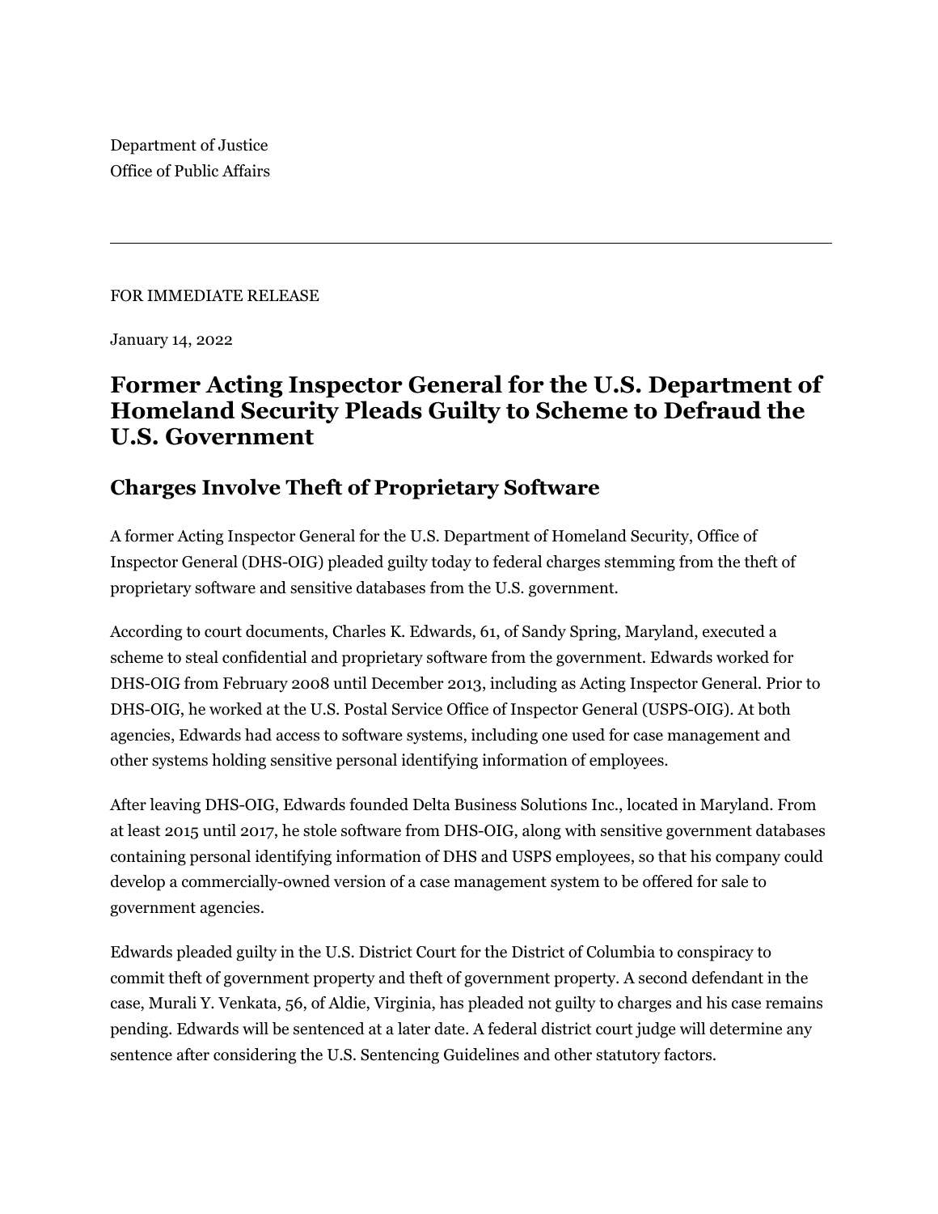Department of Justice
Office of Public Affairs

---

FOR IMMEDIATE RELEASE

January 14, 2022

# Former Acting Inspector General for the U.S. Department of Homeland Security Pleads Guilty to Scheme to Defraud the U.S. Government

## Charges Involve Theft of Proprietary Software

A former Acting Inspector General for the U.S. Department of Homeland Security, Office of Inspector General (DHS-OIG) pleaded guilty today to federal charges stemming from the theft of proprietary software and sensitive databases from the U.S. government.

According to court documents, Charles K. Edwards, 61, of Sandy Spring, Maryland, executed a scheme to steal confidential and proprietary software from the government. Edwards worked for DHS-OIG from February 2008 until December 2013, including as Acting Inspector General. Prior to DHS-OIG, he worked at the U.S. Postal Service Office of Inspector General (USPS-OIG). At both agencies, Edwards had access to software systems, including one used for case management and other systems holding sensitive personal identifying information of employees.

After leaving DHS-OIG, Edwards founded Delta Business Solutions Inc., located in Maryland. From at least 2015 until 2017, he stole software from DHS-OIG, along with sensitive government databases containing personal identifying information of DHS and USPS employees, so that his company could develop a commercially-owned version of a case management system to be offered for sale to government agencies.

Edwards pleaded guilty in the U.S. District Court for the District of Columbia to conspiracy to commit theft of government property and theft of government property. A second defendant in the case, Murali Y. Venkata, 56, of Aldie, Virginia, has pleaded not guilty to charges and his case remains pending. Edwards will be sentenced at a later date. A federal district court judge will determine any sentence after considering the U.S. Sentencing Guidelines and other statutory factors.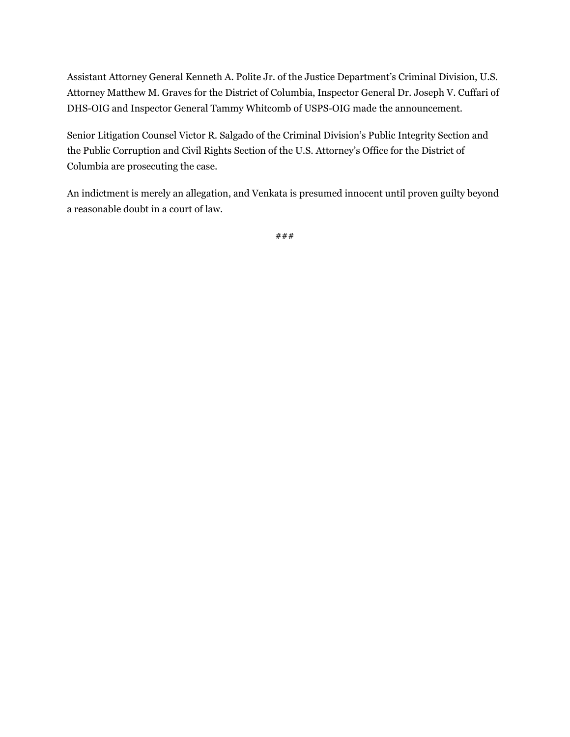Assistant Attorney General Kenneth A. Polite Jr. of the Justice Department's Criminal Division, U.S. Attorney Matthew M. Graves for the District of Columbia, Inspector General Dr. Joseph V. Cuffari of DHS-OIG and Inspector General Tammy Whitcomb of USPS-OIG made the announcement.

Senior Litigation Counsel Victor R. Salgado of the Criminal Division's Public Integrity Section and the Public Corruption and Civil Rights Section of the U.S. Attorney's Office for the District of Columbia are prosecuting the case.

An indictment is merely an allegation, and Venkata is presumed innocent until proven guilty beyond a reasonable doubt in a court of law.

###